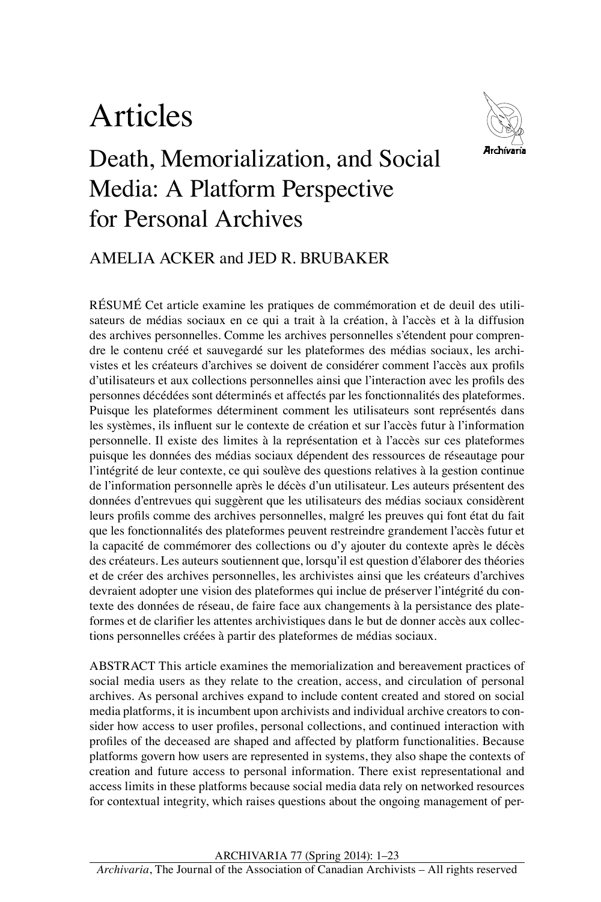# Articles

## Death, Memorialization, and Social Media: A Platform Perspective for Personal Archives

AMELIA ACKER and JED R. BRUBAKER

RÉSUMÉ Cet article examine les pratiques de commémoration et de deuil des utilisateurs de médias sociaux en ce qui a trait à la création, à l'accès et à la diffusion des archives personnelles. Comme les archives personnelles s'étendent pour comprendre le contenu créé et sauvegardé sur les plateformes des médias sociaux, les archivistes et les créateurs d'archives se doivent de considérer comment l'accès aux profils d'utilisateurs et aux collections personnelles ainsi que l'interaction avec les profils des personnes décédées sont déterminés et affectés par les fonctionnalités des plateformes. Puisque les plateformes déterminent comment les utilisateurs sont représentés dans les systèmes, ils influent sur le contexte de création et sur l'accès futur à l'information personnelle. Il existe des limites à la représentation et à l'accès sur ces plateformes puisque les données des médias sociaux dépendent des ressources de réseautage pour l'intégrité de leur contexte, ce qui soulève des questions relatives à la gestion continue de l'information personnelle après le décès d'un utilisateur. Les auteurs présentent des données d'entrevues qui suggèrent que les utilisateurs des médias sociaux considèrent leurs profils comme des archives personnelles, malgré les preuves qui font état du fait que les fonctionnalités des plateformes peuvent restreindre grandement l'accès futur et la capacité de commémorer des collections ou d'y ajouter du contexte après le décès des créateurs. Les auteurs soutiennent que, lorsqu'il est question d'élaborer des théories et de créer des archives personnelles, les archivistes ainsi que les créateurs d'archives devraient adopter une vision des plateformes qui inclue de préserver l'intégrité du contexte des données de réseau, de faire face aux changements à la persistance des plateformes et de clarifier les attentes archivistiques dans le but de donner accès aux collections personnelles créées à partir des plateformes de médias sociaux.

ABSTRACT This article examines the memorialization and bereavement practices of social media users as they relate to the creation, access, and circulation of personal archives. As personal archives expand to include content created and stored on social media platforms, it is incumbent upon archivists and individual archive creators to consider how access to user profiles, personal collections, and continued interaction with profiles of the deceased are shaped and affected by platform functionalities. Because platforms govern how users are represented in systems, they also shape the contexts of creation and future access to personal information. There exist representational and access limits in these platforms because social media data rely on networked resources for contextual integrity, which raises questions about the ongoing management of per-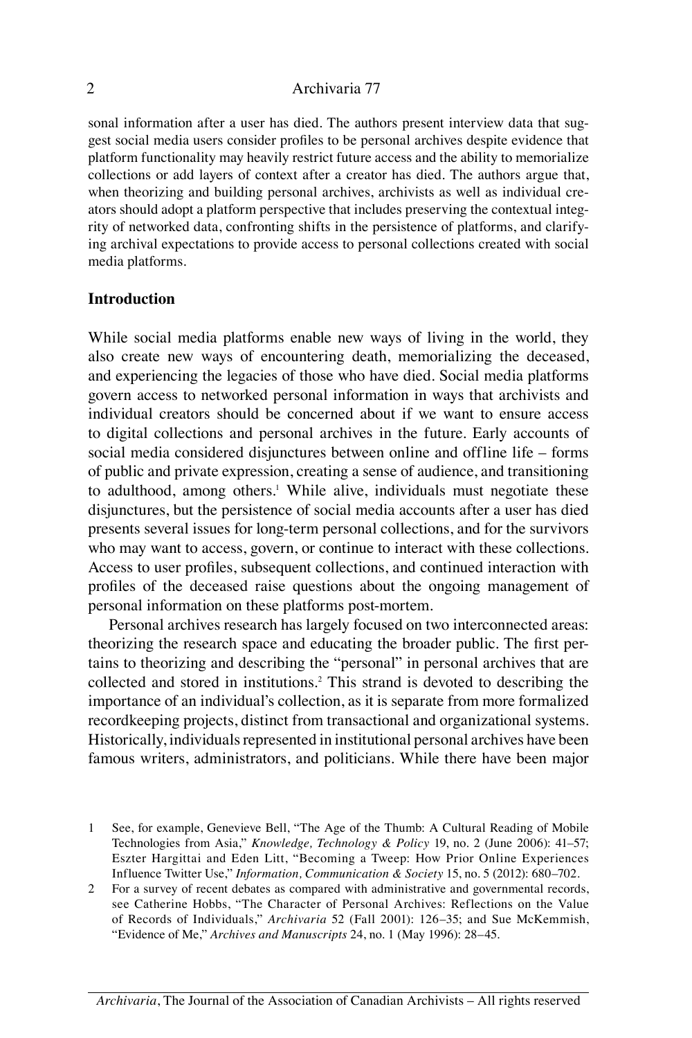sonal information after a user has died. The authors present interview data that suggest social media users consider profiles to be personal archives despite evidence that platform functionality may heavily restrict future access and the ability to memorialize collections or add layers of context after a creator has died. The authors argue that, when theorizing and building personal archives, archivists as well as individual creators should adopt a platform perspective that includes preserving the contextual integrity of networked data, confronting shifts in the persistence of platforms, and clarifying archival expectations to provide access to personal collections created with social media platforms.

## Introduction

While social media platforms enable new ways of living in the world, they also create new ways of encountering death, memorializing the deceased, and experiencing the legacies of those who have died. Social media platforms govern access to networked personal information in ways that archivists and individual creators should be concerned about if we want to ensure access to digital collections and personal archives in the future. Early accounts of social media considered disjunctures between online and offline life – forms of public and private expression, creating a sense of audience, and transitioning to adulthood, among others.[1] While alive, individuals must negotiate these disjunctures, but the persistence of social media accounts after a user has died presents several issues for long-term personal collections, and for the survivors who may want to access, govern, or continue to interact with these collections. Access to user profiles, subsequent collections, and continued interaction with profiles of the deceased raise questions about the ongoing management of personal information on these platforms post-mortem.

Personal archives research has largely focused on two interconnected areas: theorizing the research space and educating the broader public. The first pertains to theorizing and describing the "personal" in personal archives that are collected and stored in institutions.[2] This strand is devoted to describing the importance of an individual's collection, as it is separate from more formalized recordkeeping projects, distinct from transactional and organizational systems. Historically, individuals represented in institutional personal archives have been famous writers, administrators, and politicians. While there have been major

1 See, for example, Genevieve Bell, "The Age of the Thumb: A Cultural Reading of Mobile Technologies from Asia," *Knowledge, Technology & Policy* 19, no. 2 (June 2006): 41–57; Eszter Hargittai and Eden Litt, "Becoming a Tweep: How Prior Online Experiences Influence Twitter Use," *Information, Communication & Society* 15, no. 5 (2012): 680–702.

2 For a survey of recent debates as compared with administrative and governmental records, see Catherine Hobbs, "The Character of Personal Archives: Reflections on the Value of Records of Individuals," *Archivaria* 52 (Fall 2001): 126–35; and Sue McKemmish, "Evidence of Me," *Archives and Manuscripts* 24, no. 1 (May 1996): 28–45.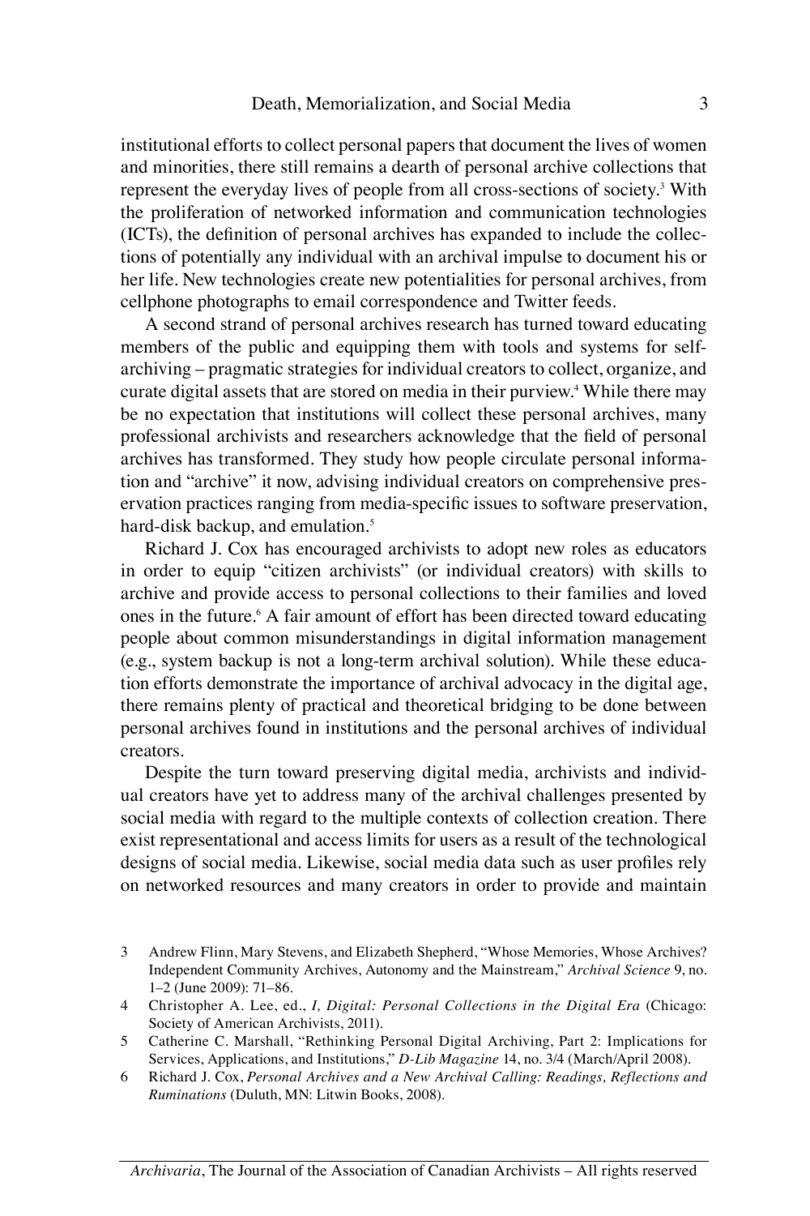institutional efforts to collect personal papers that document the lives of women and minorities, there still remains a dearth of personal archive collections that represent the everyday lives of people from all cross-sections of society.[3] With the proliferation of networked information and communication technologies (ICTs), the definition of personal archives has expanded to include the collections of potentially any individual with an archival impulse to document his or her life. New technologies create new potentialities for personal archives, from cellphone photographs to email correspondence and Twitter feeds.

A second strand of personal archives research has turned toward educating members of the public and equipping them with tools and systems for self-archiving – pragmatic strategies for individual creators to collect, organize, and curate digital assets that are stored on media in their purview.[4] While there may be no expectation that institutions will collect these personal archives, many professional archivists and researchers acknowledge that the field of personal archives has transformed. They study how people circulate personal information and "archive" it now, advising individual creators on comprehensive preservation practices ranging from media-specific issues to software preservation, hard-disk backup, and emulation.[5]

Richard J. Cox has encouraged archivists to adopt new roles as educators in order to equip "citizen archivists" (or individual creators) with skills to archive and provide access to personal collections to their families and loved ones in the future.[6] A fair amount of effort has been directed toward educating people about common misunderstandings in digital information management (e.g., system backup is not a long-term archival solution). While these education efforts demonstrate the importance of archival advocacy in the digital age, there remains plenty of practical and theoretical bridging to be done between personal archives found in institutions and the personal archives of individual creators.

Despite the turn toward preserving digital media, archivists and individual creators have yet to address many of the archival challenges presented by social media with regard to the multiple contexts of collection creation. There exist representational and access limits for users as a result of the technological designs of social media. Likewise, social media data such as user profiles rely on networked resources and many creators in order to provide and maintain

3 Andrew Flinn, Mary Stevens, and Elizabeth Shepherd, "Whose Memories, Whose Archives? Independent Community Archives, Autonomy and the Mainstream," *Archival Science* 9, no. 1–2 (June 2009): 71–86.

4 Christopher A. Lee, ed., *I, Digital: Personal Collections in the Digital Era* (Chicago: Society of American Archivists, 2011).

5 Catherine C. Marshall, "Rethinking Personal Digital Archiving, Part 2: Implications for Services, Applications, and Institutions," *D-Lib Magazine* 14, no. 3/4 (March/April 2008).

6 Richard J. Cox, *Personal Archives and a New Archival Calling: Readings, Reflections and Ruminations* (Duluth, MN: Litwin Books, 2008).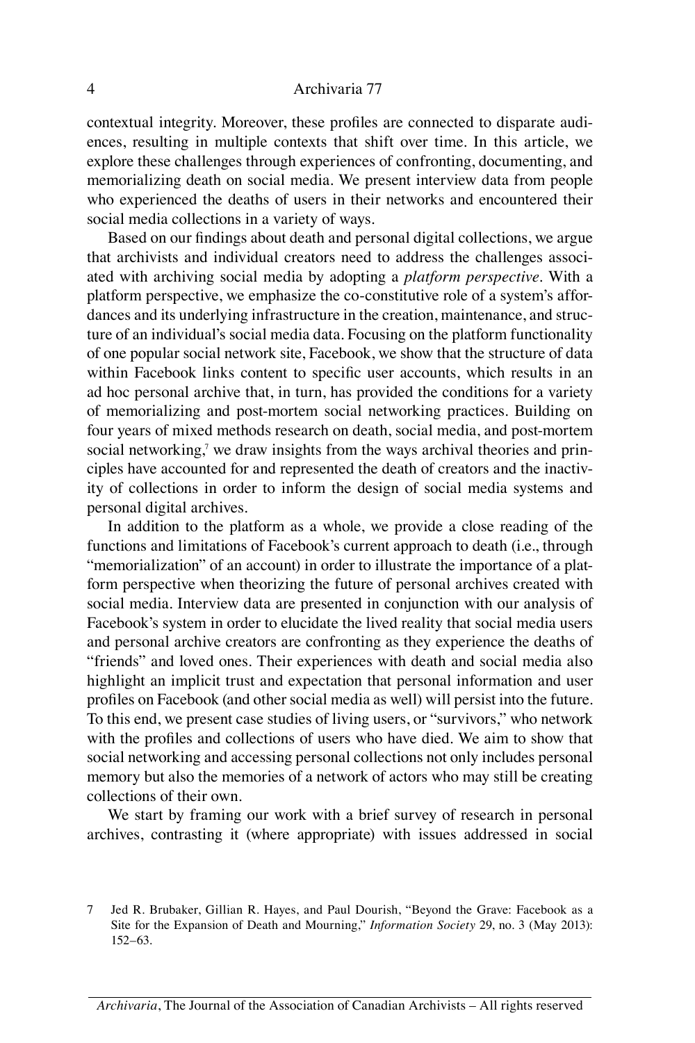contextual integrity. Moreover, these profiles are connected to disparate audiences, resulting in multiple contexts that shift over time. In this article, we explore these challenges through experiences of confronting, documenting, and memorializing death on social media. We present interview data from people who experienced the deaths of users in their networks and encountered their social media collections in a variety of ways.

Based on our findings about death and personal digital collections, we argue that archivists and individual creators need to address the challenges associated with archiving social media by adopting a *platform perspective*. With a platform perspective, we emphasize the co-constitutive role of a system's affordances and its underlying infrastructure in the creation, maintenance, and structure of an individual's social media data. Focusing on the platform functionality of one popular social network site, Facebook, we show that the structure of data within Facebook links content to specific user accounts, which results in an ad hoc personal archive that, in turn, has provided the conditions for a variety of memorializing and post-mortem social networking practices. Building on four years of mixed methods research on death, social media, and post-mortem social networking,[7] we draw insights from the ways archival theories and principles have accounted for and represented the death of creators and the inactivity of collections in order to inform the design of social media systems and personal digital archives.

In addition to the platform as a whole, we provide a close reading of the functions and limitations of Facebook's current approach to death (i.e., through "memorialization" of an account) in order to illustrate the importance of a platform perspective when theorizing the future of personal archives created with social media. Interview data are presented in conjunction with our analysis of Facebook's system in order to elucidate the lived reality that social media users and personal archive creators are confronting as they experience the deaths of "friends" and loved ones. Their experiences with death and social media also highlight an implicit trust and expectation that personal information and user profiles on Facebook (and other social media as well) will persist into the future. To this end, we present case studies of living users, or "survivors," who network with the profiles and collections of users who have died. We aim to show that social networking and accessing personal collections not only includes personal memory but also the memories of a network of actors who may still be creating collections of their own.

We start by framing our work with a brief survey of research in personal archives, contrasting it (where appropriate) with issues addressed in social

7 Jed R. Brubaker, Gillian R. Hayes, and Paul Dourish, "Beyond the Grave: Facebook as a Site for the Expansion of Death and Mourning," *Information Society* 29, no. 3 (May 2013): 152–63.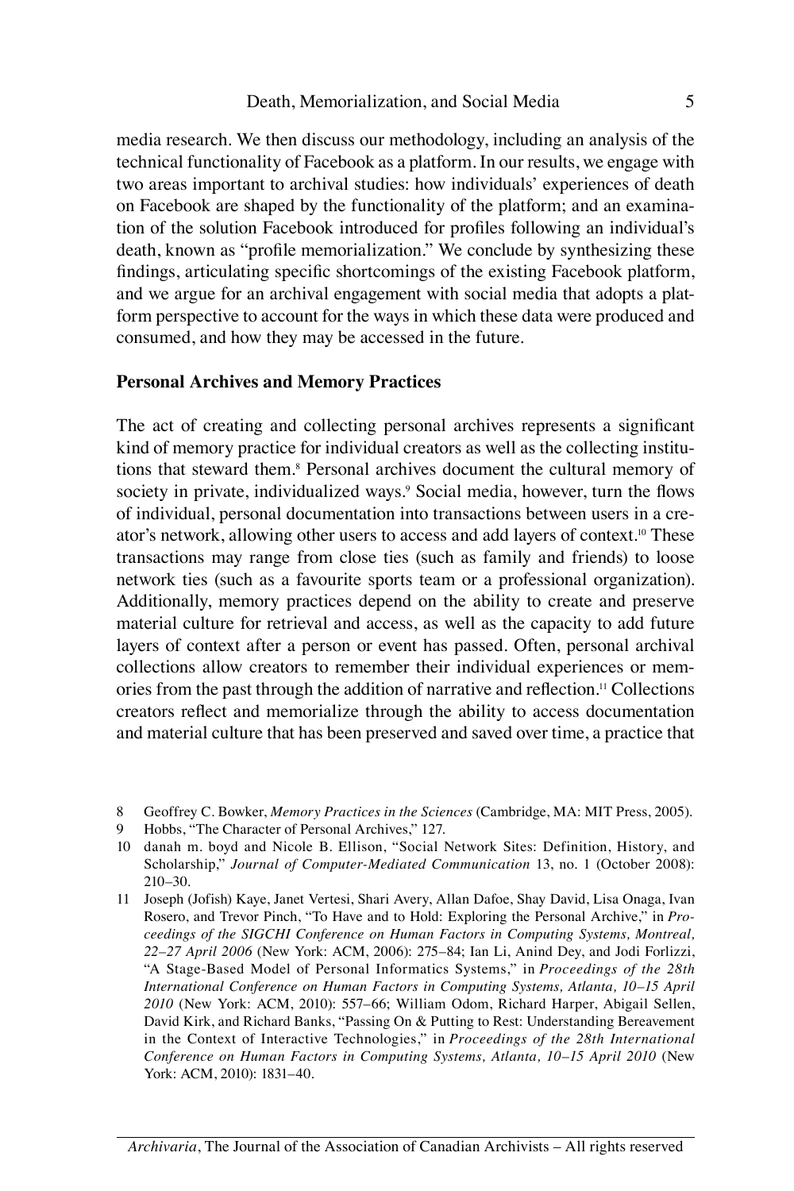media research. We then discuss our methodology, including an analysis of the technical functionality of Facebook as a platform. In our results, we engage with two areas important to archival studies: how individuals' experiences of death on Facebook are shaped by the functionality of the platform; and an examination of the solution Facebook introduced for profiles following an individual's death, known as "profile memorialization." We conclude by synthesizing these findings, articulating specific shortcomings of the existing Facebook platform, and we argue for an archival engagement with social media that adopts a platform perspective to account for the ways in which these data were produced and consumed, and how they may be accessed in the future.

## Personal Archives and Memory Practices

The act of creating and collecting personal archives represents a significant kind of memory practice for individual creators as well as the collecting institutions that steward them.[8] Personal archives document the cultural memory of society in private, individualized ways.[9] Social media, however, turn the flows of individual, personal documentation into transactions between users in a creator's network, allowing other users to access and add layers of context.[10] These transactions may range from close ties (such as family and friends) to loose network ties (such as a favourite sports team or a professional organization). Additionally, memory practices depend on the ability to create and preserve material culture for retrieval and access, as well as the capacity to add future layers of context after a person or event has passed. Often, personal archival collections allow creators to remember their individual experiences or memories from the past through the addition of narrative and reflection.[11] Collections creators reflect and memorialize through the ability to access documentation and material culture that has been preserved and saved over time, a practice that

8 Geoffrey C. Bowker, *Memory Practices in the Sciences* (Cambridge, MA: MIT Press, 2005).

9 Hobbs, "The Character of Personal Archives," 127.

10 danah m. boyd and Nicole B. Ellison, "Social Network Sites: Definition, History, and Scholarship," *Journal of Computer-Mediated Communication* 13, no. 1 (October 2008): 210–30.

11 Joseph (Jofish) Kaye, Janet Vertesi, Shari Avery, Allan Dafoe, Shay David, Lisa Onaga, Ivan Rosero, and Trevor Pinch, "To Have and to Hold: Exploring the Personal Archive," in *Proceedings of the SIGCHI Conference on Human Factors in Computing Systems, Montreal, 22–27 April 2006* (New York: ACM, 2006): 275–84; Ian Li, Anind Dey, and Jodi Forlizzi, "A Stage-Based Model of Personal Informatics Systems," in *Proceedings of the 28th International Conference on Human Factors in Computing Systems, Atlanta, 10–15 April 2010* (New York: ACM, 2010): 557–66; William Odom, Richard Harper, Abigail Sellen, David Kirk, and Richard Banks, "Passing On & Putting to Rest: Understanding Bereavement in the Context of Interactive Technologies," in *Proceedings of the 28th International Conference on Human Factors in Computing Systems, Atlanta, 10–15 April 2010* (New York: ACM, 2010): 1831–40.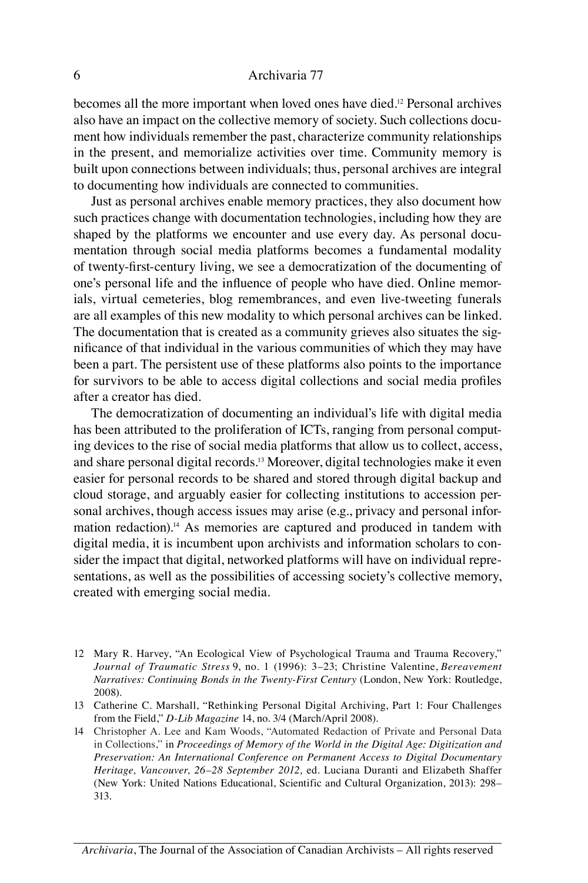becomes all the more important when loved ones have died.[12] Personal archives also have an impact on the collective memory of society. Such collections document how individuals remember the past, characterize community relationships in the present, and memorialize activities over time. Community memory is built upon connections between individuals; thus, personal archives are integral to documenting how individuals are connected to communities.

Just as personal archives enable memory practices, they also document how such practices change with documentation technologies, including how they are shaped by the platforms we encounter and use every day. As personal documentation through social media platforms becomes a fundamental modality of twenty-first-century living, we see a democratization of the documenting of one's personal life and the influence of people who have died. Online memorials, virtual cemeteries, blog remembrances, and even live-tweeting funerals are all examples of this new modality to which personal archives can be linked. The documentation that is created as a community grieves also situates the significance of that individual in the various communities of which they may have been a part. The persistent use of these platforms also points to the importance for survivors to be able to access digital collections and social media profiles after a creator has died.

The democratization of documenting an individual's life with digital media has been attributed to the proliferation of ICTs, ranging from personal computing devices to the rise of social media platforms that allow us to collect, access, and share personal digital records.[13] Moreover, digital technologies make it even easier for personal records to be shared and stored through digital backup and cloud storage, and arguably easier for collecting institutions to accession personal archives, though access issues may arise (e.g., privacy and personal information redaction).[14] As memories are captured and produced in tandem with digital media, it is incumbent upon archivists and information scholars to consider the impact that digital, networked platforms will have on individual representations, as well as the possibilities of accessing society's collective memory, created with emerging social media.

12 Mary R. Harvey, "An Ecological View of Psychological Trauma and Trauma Recovery," *Journal of Traumatic Stress* 9, no. 1 (1996): 3–23; Christine Valentine, *Bereavement Narratives: Continuing Bonds in the Twenty-First Century* (London, New York: Routledge, 2008).

13 Catherine C. Marshall, "Rethinking Personal Digital Archiving, Part 1: Four Challenges from the Field," *D-Lib Magazine* 14, no. 3/4 (March/April 2008).

14 Christopher A. Lee and Kam Woods, "Automated Redaction of Private and Personal Data in Collections," in *Proceedings of Memory of the World in the Digital Age: Digitization and Preservation: An International Conference on Permanent Access to Digital Documentary Heritage, Vancouver, 26–28 September 2012,* ed. Luciana Duranti and Elizabeth Shaffer (New York: United Nations Educational, Scientific and Cultural Organization, 2013): 298–313.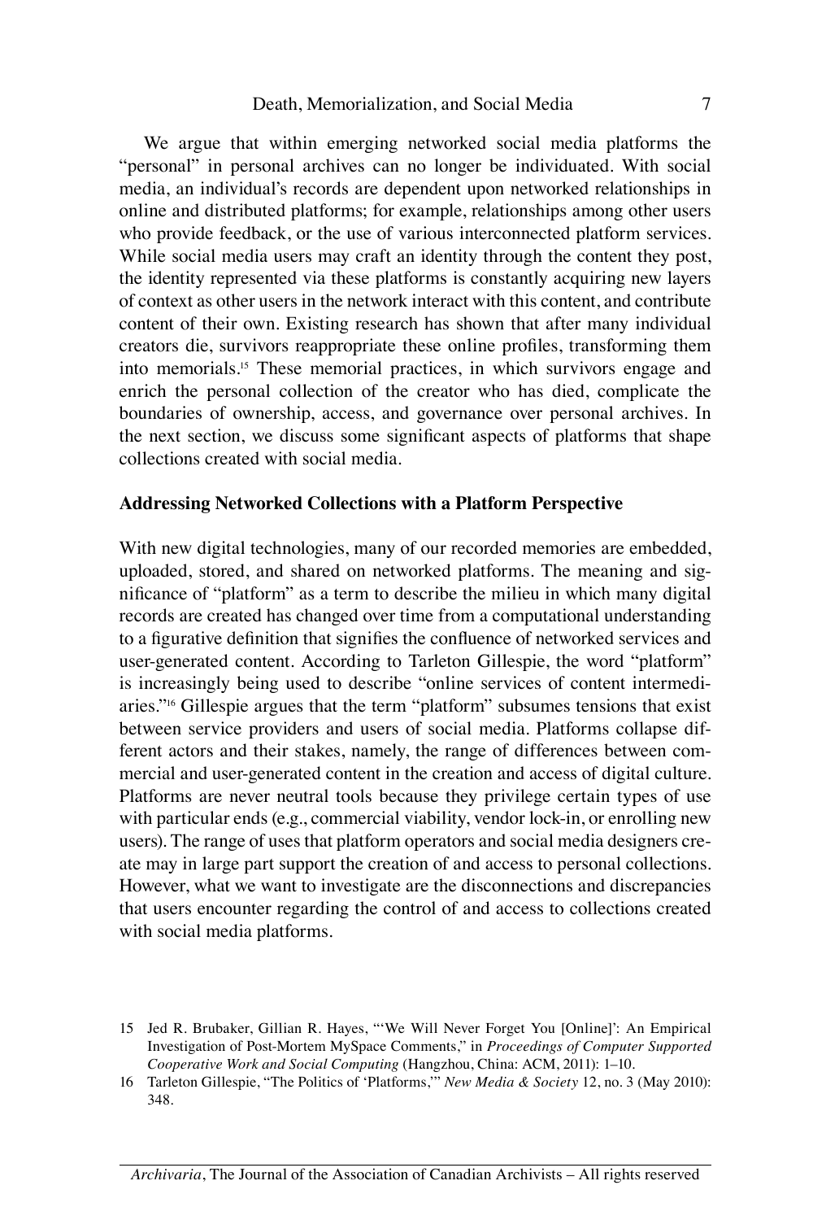We argue that within emerging networked social media platforms the "personal" in personal archives can no longer be individuated. With social media, an individual's records are dependent upon networked relationships in online and distributed platforms; for example, relationships among other users who provide feedback, or the use of various interconnected platform services. While social media users may craft an identity through the content they post, the identity represented via these platforms is constantly acquiring new layers of context as other users in the network interact with this content, and contribute content of their own. Existing research has shown that after many individual creators die, survivors reappropriate these online profiles, transforming them into memorials.[15] These memorial practices, in which survivors engage and enrich the personal collection of the creator who has died, complicate the boundaries of ownership, access, and governance over personal archives. In the next section, we discuss some significant aspects of platforms that shape collections created with social media.

**Addressing Networked Collections with a Platform Perspective**

With new digital technologies, many of our recorded memories are embedded, uploaded, stored, and shared on networked platforms. The meaning and significance of "platform" as a term to describe the milieu in which many digital records are created has changed over time from a computational understanding to a figurative definition that signifies the confluence of networked services and user-generated content. According to Tarleton Gillespie, the word "platform" is increasingly being used to describe "online services of content intermediaries."[16] Gillespie argues that the term "platform" subsumes tensions that exist between service providers and users of social media. Platforms collapse different actors and their stakes, namely, the range of differences between commercial and user-generated content in the creation and access of digital culture. Platforms are never neutral tools because they privilege certain types of use with particular ends (e.g., commercial viability, vendor lock-in, or enrolling new users). The range of uses that platform operators and social media designers create may in large part support the creation of and access to personal collections. However, what we want to investigate are the disconnections and discrepancies that users encounter regarding the control of and access to collections created with social media platforms.

15 Jed R. Brubaker, Gillian R. Hayes, "'We Will Never Forget You [Online]': An Empirical Investigation of Post-Mortem MySpace Comments," in *Proceedings of Computer Supported Cooperative Work and Social Computing* (Hangzhou, China: ACM, 2011): 1–10.

16 Tarleton Gillespie, "The Politics of 'Platforms,'" *New Media & Society* 12, no. 3 (May 2010): 348.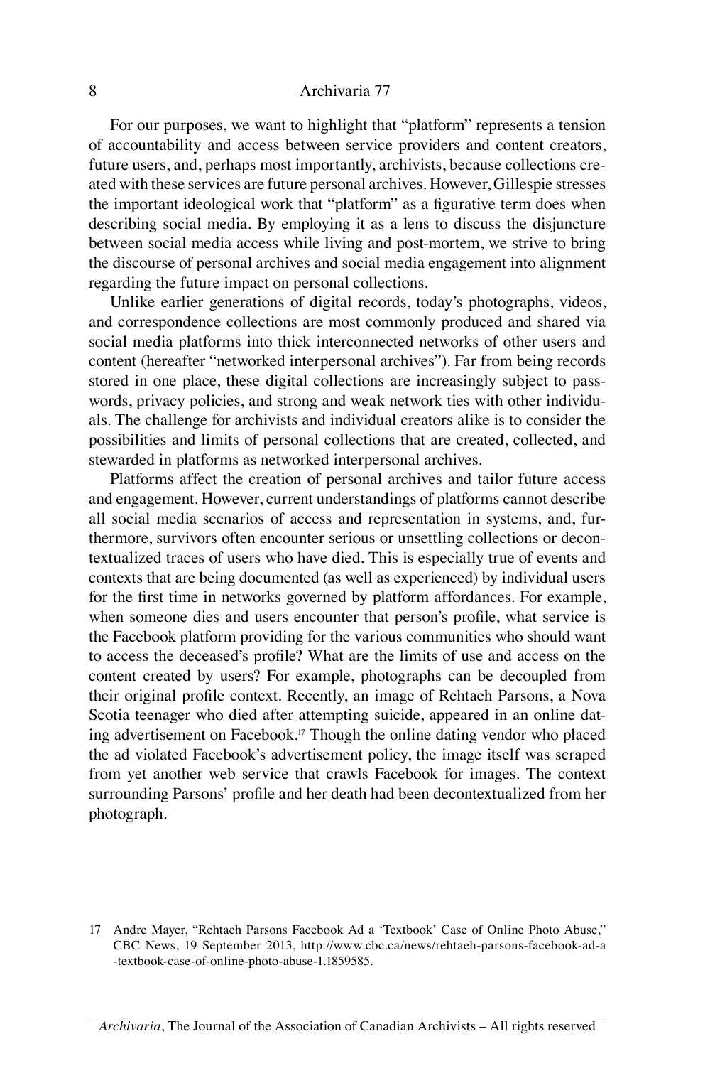For our purposes, we want to highlight that "platform" represents a tension of accountability and access between service providers and content creators, future users, and, perhaps most importantly, archivists, because collections created with these services are future personal archives. However, Gillespie stresses the important ideological work that "platform" as a figurative term does when describing social media. By employing it as a lens to discuss the disjuncture between social media access while living and post-mortem, we strive to bring the discourse of personal archives and social media engagement into alignment regarding the future impact on personal collections.

Unlike earlier generations of digital records, today's photographs, videos, and correspondence collections are most commonly produced and shared via social media platforms into thick interconnected networks of other users and content (hereafter "networked interpersonal archives"). Far from being records stored in one place, these digital collections are increasingly subject to passwords, privacy policies, and strong and weak network ties with other individuals. The challenge for archivists and individual creators alike is to consider the possibilities and limits of personal collections that are created, collected, and stewarded in platforms as networked interpersonal archives.

Platforms affect the creation of personal archives and tailor future access and engagement. However, current understandings of platforms cannot describe all social media scenarios of access and representation in systems, and, furthermore, survivors often encounter serious or unsettling collections or decontextualized traces of users who have died. This is especially true of events and contexts that are being documented (as well as experienced) by individual users for the first time in networks governed by platform affordances. For example, when someone dies and users encounter that person's profile, what service is the Facebook platform providing for the various communities who should want to access the deceased's profile? What are the limits of use and access on the content created by users? For example, photographs can be decoupled from their original profile context. Recently, an image of Rehtaeh Parsons, a Nova Scotia teenager who died after attempting suicide, appeared in an online dating advertisement on Facebook.[17] Though the online dating vendor who placed the ad violated Facebook's advertisement policy, the image itself was scraped from yet another web service that crawls Facebook for images. The context surrounding Parsons' profile and her death had been decontextualized from her photograph.

17 Andre Mayer, "Rehtaeh Parsons Facebook Ad a 'Textbook' Case of Online Photo Abuse," CBC News, 19 September 2013, http://www.cbc.ca/news/rehtaeh-parsons-facebook-ad-a-textbook-case-of-online-photo-abuse-1.1859585.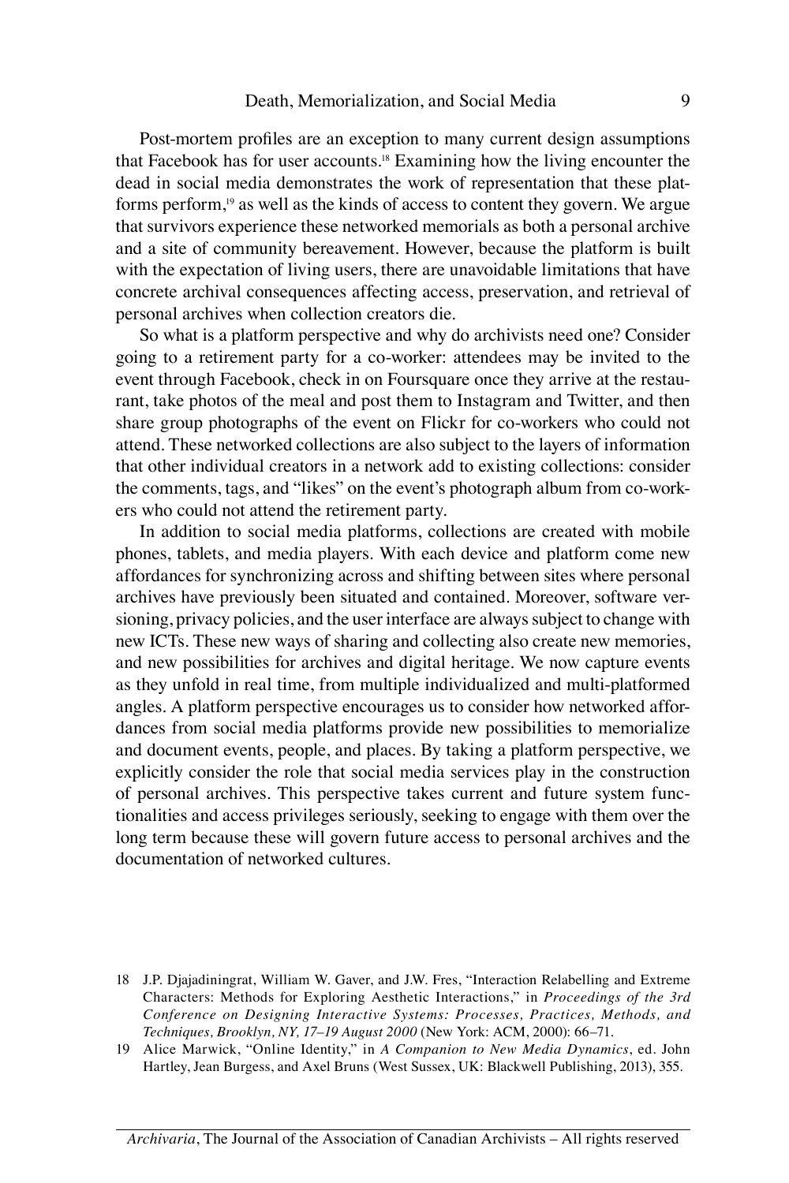Post-mortem profiles are an exception to many current design assumptions that Facebook has for user accounts.[18] Examining how the living encounter the dead in social media demonstrates the work of representation that these platforms perform,[19] as well as the kinds of access to content they govern. We argue that survivors experience these networked memorials as both a personal archive and a site of community bereavement. However, because the platform is built with the expectation of living users, there are unavoidable limitations that have concrete archival consequences affecting access, preservation, and retrieval of personal archives when collection creators die.

So what is a platform perspective and why do archivists need one? Consider going to a retirement party for a co-worker: attendees may be invited to the event through Facebook, check in on Foursquare once they arrive at the restaurant, take photos of the meal and post them to Instagram and Twitter, and then share group photographs of the event on Flickr for co-workers who could not attend. These networked collections are also subject to the layers of information that other individual creators in a network add to existing collections: consider the comments, tags, and "likes" on the event's photograph album from co-workers who could not attend the retirement party.

In addition to social media platforms, collections are created with mobile phones, tablets, and media players. With each device and platform come new affordances for synchronizing across and shifting between sites where personal archives have previously been situated and contained. Moreover, software versioning, privacy policies, and the user interface are always subject to change with new ICTs. These new ways of sharing and collecting also create new memories, and new possibilities for archives and digital heritage. We now capture events as they unfold in real time, from multiple individualized and multi-platformed angles. A platform perspective encourages us to consider how networked affordances from social media platforms provide new possibilities to memorialize and document events, people, and places. By taking a platform perspective, we explicitly consider the role that social media services play in the construction of personal archives. This perspective takes current and future system functionalities and access privileges seriously, seeking to engage with them over the long term because these will govern future access to personal archives and the documentation of networked cultures.

18 J.P. Djajadiningrat, William W. Gaver, and J.W. Fres, "Interaction Relabelling and Extreme Characters: Methods for Exploring Aesthetic Interactions," in *Proceedings of the 3rd Conference on Designing Interactive Systems: Processes, Practices, Methods, and Techniques, Brooklyn, NY, 17–19 August 2000* (New York: ACM, 2000): 66–71.

19 Alice Marwick, "Online Identity," in *A Companion to New Media Dynamics*, ed. John Hartley, Jean Burgess, and Axel Bruns (West Sussex, UK: Blackwell Publishing, 2013), 355.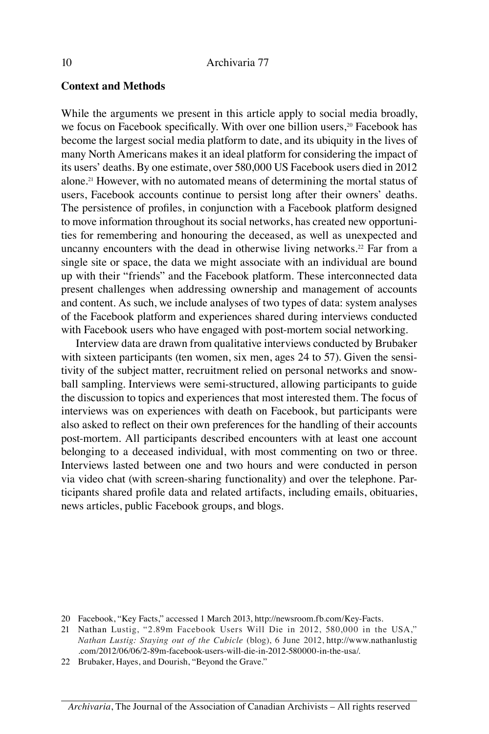**Context and Methods**

While the arguments we present in this article apply to social media broadly, we focus on Facebook specifically. With over one billion users,[20] Facebook has become the largest social media platform to date, and its ubiquity in the lives of many North Americans makes it an ideal platform for considering the impact of its users' deaths. By one estimate, over 580,000 US Facebook users died in 2012 alone.[21] However, with no automated means of determining the mortal status of users, Facebook accounts continue to persist long after their owners' deaths. The persistence of profiles, in conjunction with a Facebook platform designed to move information throughout its social networks, has created new opportunities for remembering and honouring the deceased, as well as unexpected and uncanny encounters with the dead in otherwise living networks.[22] Far from a single site or space, the data we might associate with an individual are bound up with their "friends" and the Facebook platform. These interconnected data present challenges when addressing ownership and management of accounts and content. As such, we include analyses of two types of data: system analyses of the Facebook platform and experiences shared during interviews conducted with Facebook users who have engaged with post-mortem social networking.

Interview data are drawn from qualitative interviews conducted by Brubaker with sixteen participants (ten women, six men, ages 24 to 57). Given the sensitivity of the subject matter, recruitment relied on personal networks and snowball sampling. Interviews were semi-structured, allowing participants to guide the discussion to topics and experiences that most interested them. The focus of interviews was on experiences with death on Facebook, but participants were also asked to reflect on their own preferences for the handling of their accounts post-mortem. All participants described encounters with at least one account belonging to a deceased individual, with most commenting on two or three. Interviews lasted between one and two hours and were conducted in person via video chat (with screen-sharing functionality) and over the telephone. Participants shared profile data and related artifacts, including emails, obituaries, news articles, public Facebook groups, and blogs.

20 Facebook, "Key Facts," accessed 1 March 2013, http://newsroom.fb.com/Key-Facts.

21 Nathan Lustig, "2.89m Facebook Users Will Die in 2012, 580,000 in the USA," *Nathan Lustig: Staying out of the Cubicle* (blog), 6 June 2012, http://www.nathanlustig.com/2012/06/06/2-89m-facebook-users-will-die-in-2012-580000-in-the-usa/.

22 Brubaker, Hayes, and Dourish, "Beyond the Grave."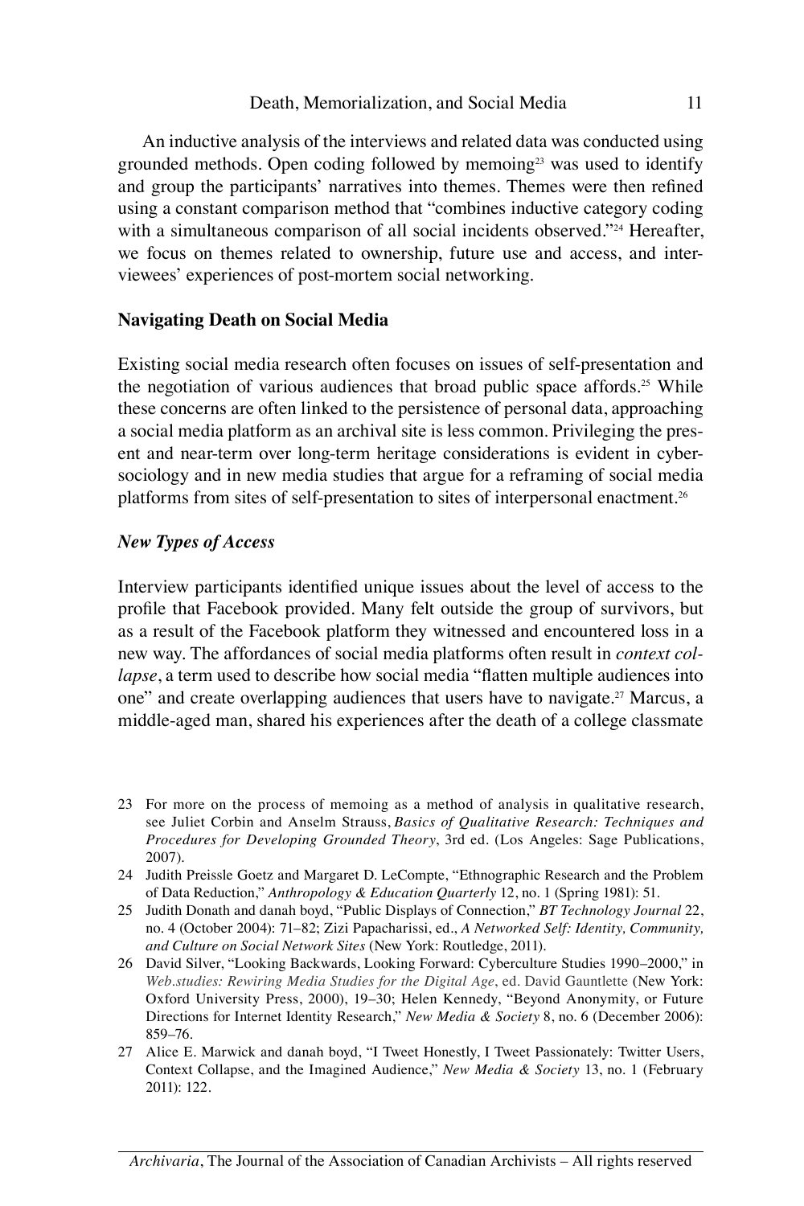An inductive analysis of the interviews and related data was conducted using grounded methods. Open coding followed by memoing[23] was used to identify and group the participants' narratives into themes. Themes were then refined using a constant comparison method that "combines inductive category coding with a simultaneous comparison of all social incidents observed."[24] Hereafter, we focus on themes related to ownership, future use and access, and interviewees' experiences of post-mortem social networking.

## Navigating Death on Social Media

Existing social media research often focuses on issues of self-presentation and the negotiation of various audiences that broad public space affords.[25] While these concerns are often linked to the persistence of personal data, approaching a social media platform as an archival site is less common. Privileging the present and near-term over long-term heritage considerations is evident in cybersociology and in new media studies that argue for a reframing of social media platforms from sites of self-presentation to sites of interpersonal enactment.[26]

### *New Types of Access*

Interview participants identified unique issues about the level of access to the profile that Facebook provided. Many felt outside the group of survivors, but as a result of the Facebook platform they witnessed and encountered loss in a new way. The affordances of social media platforms often result in *context collapse*, a term used to describe how social media "flatten multiple audiences into one" and create overlapping audiences that users have to navigate.[27] Marcus, a middle-aged man, shared his experiences after the death of a college classmate

---

23 For more on the process of memoing as a method of analysis in qualitative research, see Juliet Corbin and Anselm Strauss, *Basics of Qualitative Research: Techniques and Procedures for Developing Grounded Theory*, 3rd ed. (Los Angeles: Sage Publications, 2007).

24 Judith Preissle Goetz and Margaret D. LeCompte, "Ethnographic Research and the Problem of Data Reduction," *Anthropology & Education Quarterly* 12, no. 1 (Spring 1981): 51.

25 Judith Donath and danah boyd, "Public Displays of Connection," *BT Technology Journal* 22, no. 4 (October 2004): 71–82; Zizi Papacharissi, ed., *A Networked Self: Identity, Community, and Culture on Social Network Sites* (New York: Routledge, 2011).

26 David Silver, "Looking Backwards, Looking Forward: Cyberculture Studies 1990–2000," in *Web.studies: Rewiring Media Studies for the Digital Age*, ed. David Gauntlette (New York: Oxford University Press, 2000), 19–30; Helen Kennedy, "Beyond Anonymity, or Future Directions for Internet Identity Research," *New Media & Society* 8, no. 6 (December 2006): 859–76.

27 Alice E. Marwick and danah boyd, "I Tweet Honestly, I Tweet Passionately: Twitter Users, Context Collapse, and the Imagined Audience," *New Media & Society* 13, no. 1 (February 2011): 122.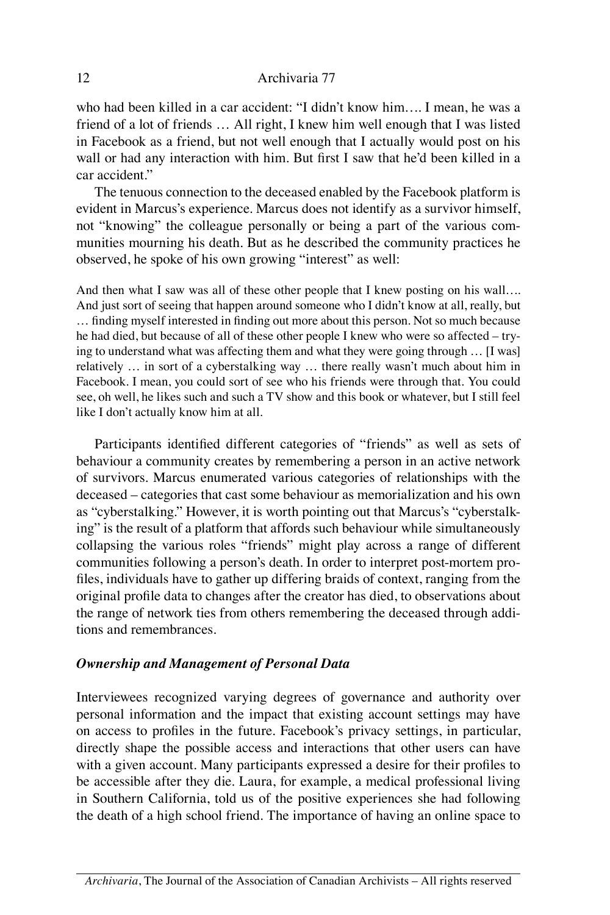who had been killed in a car accident: "I didn't know him…. I mean, he was a friend of a lot of friends … All right, I knew him well enough that I was listed in Facebook as a friend, but not well enough that I actually would post on his wall or had any interaction with him. But first I saw that he'd been killed in a car accident."

The tenuous connection to the deceased enabled by the Facebook platform is evident in Marcus's experience. Marcus does not identify as a survivor himself, not "knowing" the colleague personally or being a part of the various communities mourning his death. But as he described the community practices he observed, he spoke of his own growing "interest" as well:

> And then what I saw was all of these other people that I knew posting on his wall…. And just sort of seeing that happen around someone who I didn't know at all, really, but … finding myself interested in finding out more about this person. Not so much because he had died, but because of all of these other people I knew who were so affected – trying to understand what was affecting them and what they were going through … [I was] relatively … in sort of a cyberstalking way … there really wasn't much about him in Facebook. I mean, you could sort of see who his friends were through that. You could see, oh well, he likes such and such a TV show and this book or whatever, but I still feel like I don't actually know him at all.

Participants identified different categories of "friends" as well as sets of behaviour a community creates by remembering a person in an active network of survivors. Marcus enumerated various categories of relationships with the deceased – categories that cast some behaviour as memorialization and his own as "cyberstalking." However, it is worth pointing out that Marcus's "cyberstalking" is the result of a platform that affords such behaviour while simultaneously collapsing the various roles "friends" might play across a range of different communities following a person's death. In order to interpret post-mortem profiles, individuals have to gather up differing braids of context, ranging from the original profile data to changes after the creator has died, to observations about the range of network ties from others remembering the deceased through additions and remembrances.

### *Ownership and Management of Personal Data*

Interviewees recognized varying degrees of governance and authority over personal information and the impact that existing account settings may have on access to profiles in the future. Facebook's privacy settings, in particular, directly shape the possible access and interactions that other users can have with a given account. Many participants expressed a desire for their profiles to be accessible after they die. Laura, for example, a medical professional living in Southern California, told us of the positive experiences she had following the death of a high school friend. The importance of having an online space to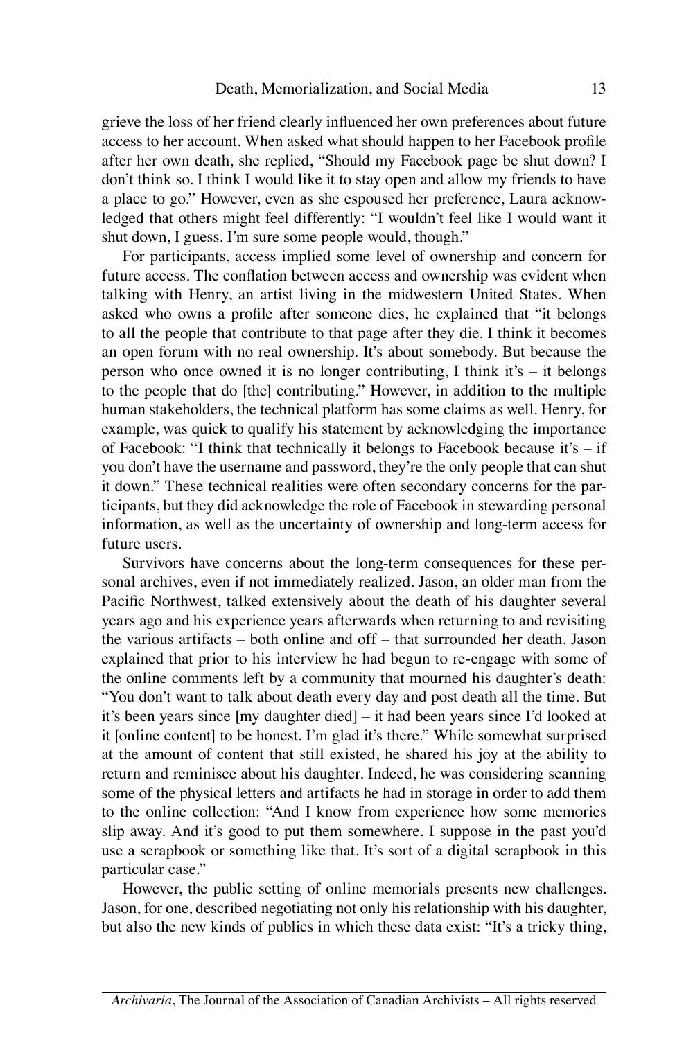grieve the loss of her friend clearly influenced her own preferences about future access to her account. When asked what should happen to her Facebook profile after her own death, she replied, "Should my Facebook page be shut down? I don't think so. I think I would like it to stay open and allow my friends to have a place to go." However, even as she espoused her preference, Laura acknowledged that others might feel differently: "I wouldn't feel like I would want it shut down, I guess. I'm sure some people would, though."

For participants, access implied some level of ownership and concern for future access. The conflation between access and ownership was evident when talking with Henry, an artist living in the midwestern United States. When asked who owns a profile after someone dies, he explained that "it belongs to all the people that contribute to that page after they die. I think it becomes an open forum with no real ownership. It's about somebody. But because the person who once owned it is no longer contributing, I think it's – it belongs to the people that do [the] contributing." However, in addition to the multiple human stakeholders, the technical platform has some claims as well. Henry, for example, was quick to qualify his statement by acknowledging the importance of Facebook: "I think that technically it belongs to Facebook because it's – if you don't have the username and password, they're the only people that can shut it down." These technical realities were often secondary concerns for the participants, but they did acknowledge the role of Facebook in stewarding personal information, as well as the uncertainty of ownership and long-term access for future users.

Survivors have concerns about the long-term consequences for these personal archives, even if not immediately realized. Jason, an older man from the Pacific Northwest, talked extensively about the death of his daughter several years ago and his experience years afterwards when returning to and revisiting the various artifacts – both online and off – that surrounded her death. Jason explained that prior to his interview he had begun to re-engage with some of the online comments left by a community that mourned his daughter's death: "You don't want to talk about death every day and post death all the time. But it's been years since [my daughter died] – it had been years since I'd looked at it [online content] to be honest. I'm glad it's there." While somewhat surprised at the amount of content that still existed, he shared his joy at the ability to return and reminisce about his daughter. Indeed, he was considering scanning some of the physical letters and artifacts he had in storage in order to add them to the online collection: "And I know from experience how some memories slip away. And it's good to put them somewhere. I suppose in the past you'd use a scrapbook or something like that. It's sort of a digital scrapbook in this particular case."

However, the public setting of online memorials presents new challenges. Jason, for one, described negotiating not only his relationship with his daughter, but also the new kinds of publics in which these data exist: "It's a tricky thing,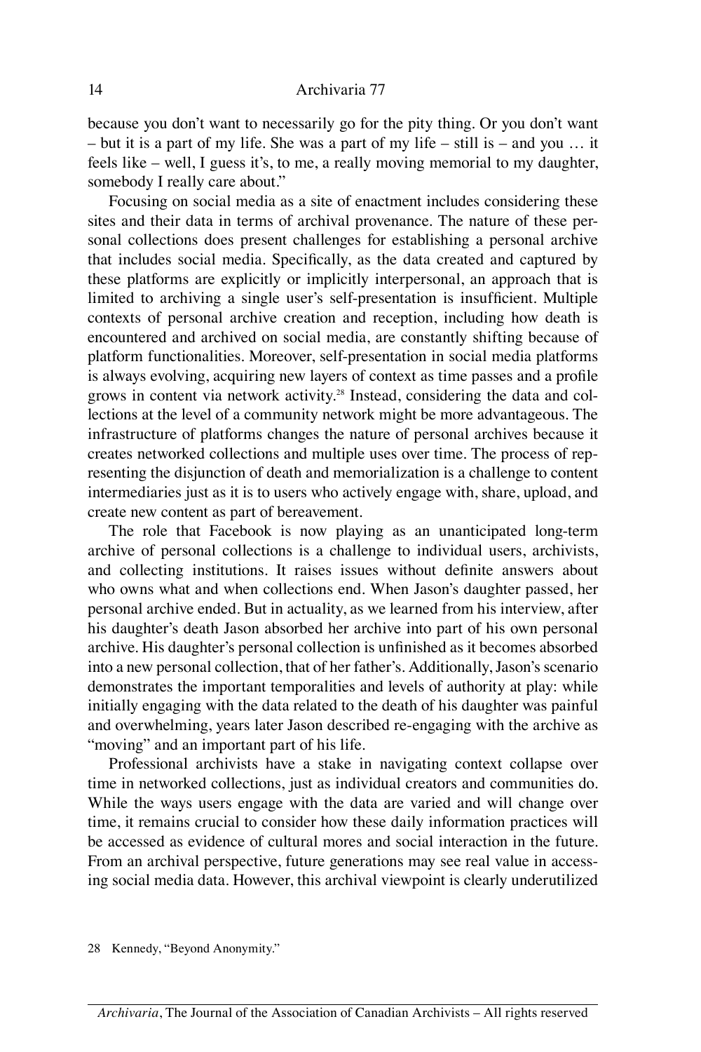because you don't want to necessarily go for the pity thing. Or you don't want – but it is a part of my life. She was a part of my life – still is – and you … it feels like – well, I guess it's, to me, a really moving memorial to my daughter, somebody I really care about."

Focusing on social media as a site of enactment includes considering these sites and their data in terms of archival provenance. The nature of these personal collections does present challenges for establishing a personal archive that includes social media. Specifically, as the data created and captured by these platforms are explicitly or implicitly interpersonal, an approach that is limited to archiving a single user's self-presentation is insufficient. Multiple contexts of personal archive creation and reception, including how death is encountered and archived on social media, are constantly shifting because of platform functionalities. Moreover, self-presentation in social media platforms is always evolving, acquiring new layers of context as time passes and a profile grows in content via network activity.[28] Instead, considering the data and collections at the level of a community network might be more advantageous. The infrastructure of platforms changes the nature of personal archives because it creates networked collections and multiple uses over time. The process of representing the disjunction of death and memorialization is a challenge to content intermediaries just as it is to users who actively engage with, share, upload, and create new content as part of bereavement.

The role that Facebook is now playing as an unanticipated long-term archive of personal collections is a challenge to individual users, archivists, and collecting institutions. It raises issues without definite answers about who owns what and when collections end. When Jason's daughter passed, her personal archive ended. But in actuality, as we learned from his interview, after his daughter's death Jason absorbed her archive into part of his own personal archive. His daughter's personal collection is unfinished as it becomes absorbed into a new personal collection, that of her father's. Additionally, Jason's scenario demonstrates the important temporalities and levels of authority at play: while initially engaging with the data related to the death of his daughter was painful and overwhelming, years later Jason described re-engaging with the archive as "moving" and an important part of his life.

Professional archivists have a stake in navigating context collapse over time in networked collections, just as individual creators and communities do. While the ways users engage with the data are varied and will change over time, it remains crucial to consider how these daily information practices will be accessed as evidence of cultural mores and social interaction in the future. From an archival perspective, future generations may see real value in accessing social media data. However, this archival viewpoint is clearly underutilized

28 Kennedy, "Beyond Anonymity."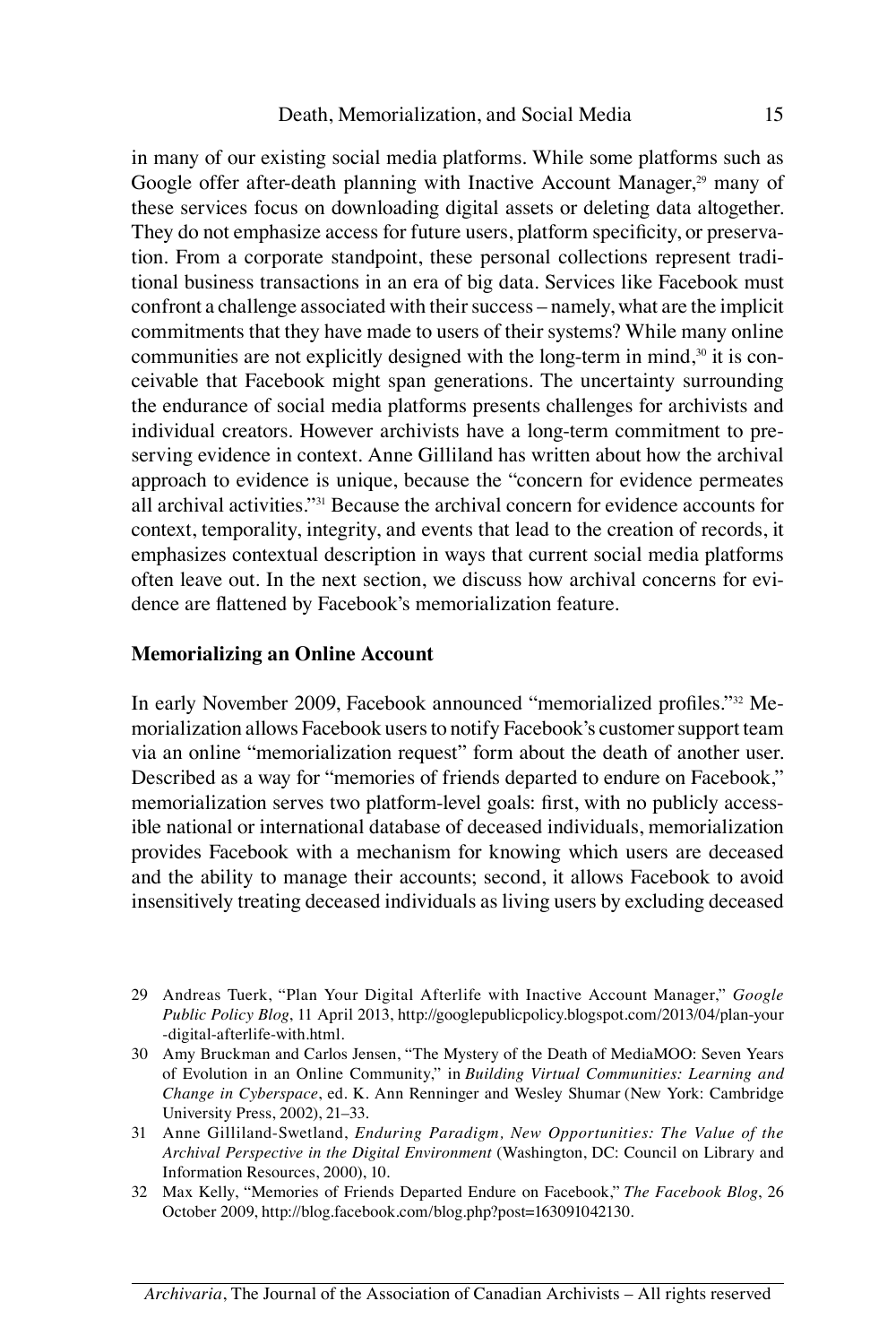in many of our existing social media platforms. While some platforms such as Google offer after-death planning with Inactive Account Manager,[29] many of these services focus on downloading digital assets or deleting data altogether. They do not emphasize access for future users, platform specificity, or preservation. From a corporate standpoint, these personal collections represent traditional business transactions in an era of big data. Services like Facebook must confront a challenge associated with their success – namely, what are the implicit commitments that they have made to users of their systems? While many online communities are not explicitly designed with the long-term in mind,[30] it is conceivable that Facebook might span generations. The uncertainty surrounding the endurance of social media platforms presents challenges for archivists and individual creators. However archivists have a long-term commitment to preserving evidence in context. Anne Gilliland has written about how the archival approach to evidence is unique, because the "concern for evidence permeates all archival activities."[31] Because the archival concern for evidence accounts for context, temporality, integrity, and events that lead to the creation of records, it emphasizes contextual description in ways that current social media platforms often leave out. In the next section, we discuss how archival concerns for evidence are flattened by Facebook's memorialization feature.

### Memorializing an Online Account

In early November 2009, Facebook announced "memorialized profiles."[32] Memorialization allows Facebook users to notify Facebook's customer support team via an online "memorialization request" form about the death of another user. Described as a way for "memories of friends departed to endure on Facebook," memorialization serves two platform-level goals: first, with no publicly accessible national or international database of deceased individuals, memorialization provides Facebook with a mechanism for knowing which users are deceased and the ability to manage their accounts; second, it allows Facebook to avoid insensitively treating deceased individuals as living users by excluding deceased

---

29 Andreas Tuerk, "Plan Your Digital Afterlife with Inactive Account Manager," *Google Public Policy Blog*, 11 April 2013, http://googlepublicpolicy.blogspot.com/2013/04/plan-your-digital-afterlife-with.html.

30 Amy Bruckman and Carlos Jensen, "The Mystery of the Death of MediaMOO: Seven Years of Evolution in an Online Community," in *Building Virtual Communities: Learning and Change in Cyberspace*, ed. K. Ann Renninger and Wesley Shumar (New York: Cambridge University Press, 2002), 21–33.

31 Anne Gilliland-Swetland, *Enduring Paradigm, New Opportunities: The Value of the Archival Perspective in the Digital Environment* (Washington, DC: Council on Library and Information Resources, 2000), 10.

32 Max Kelly, "Memories of Friends Departed Endure on Facebook," *The Facebook Blog*, 26 October 2009, http://blog.facebook.com/blog.php?post=163091042130.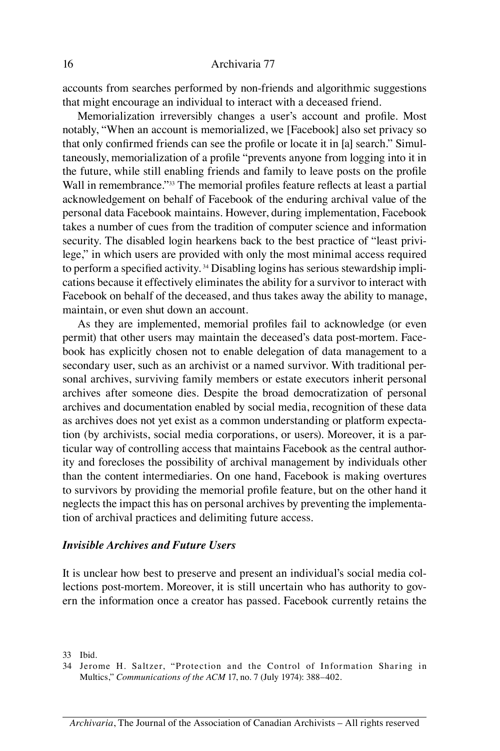accounts from searches performed by non-friends and algorithmic suggestions that might encourage an individual to interact with a deceased friend.

Memorialization irreversibly changes a user's account and profile. Most notably, "When an account is memorialized, we [Facebook] also set privacy so that only confirmed friends can see the profile or locate it in [a] search." Simultaneously, memorialization of a profile "prevents anyone from logging into it in the future, while still enabling friends and family to leave posts on the profile Wall in remembrance."[33] The memorial profiles feature reflects at least a partial acknowledgement on behalf of Facebook of the enduring archival value of the personal data Facebook maintains. However, during implementation, Facebook takes a number of cues from the tradition of computer science and information security. The disabled login hearkens back to the best practice of "least privilege," in which users are provided with only the most minimal access required to perform a specified activity.[34] Disabling logins has serious stewardship implications because it effectively eliminates the ability for a survivor to interact with Facebook on behalf of the deceased, and thus takes away the ability to manage, maintain, or even shut down an account.

As they are implemented, memorial profiles fail to acknowledge (or even permit) that other users may maintain the deceased's data post-mortem. Facebook has explicitly chosen not to enable delegation of data management to a secondary user, such as an archivist or a named survivor. With traditional personal archives, surviving family members or estate executors inherit personal archives after someone dies. Despite the broad democratization of personal archives and documentation enabled by social media, recognition of these data as archives does not yet exist as a common understanding or platform expectation (by archivists, social media corporations, or users). Moreover, it is a particular way of controlling access that maintains Facebook as the central authority and forecloses the possibility of archival management by individuals other than the content intermediaries. On one hand, Facebook is making overtures to survivors by providing the memorial profile feature, but on the other hand it neglects the impact this has on personal archives by preventing the implementation of archival practices and delimiting future access.

### *Invisible Archives and Future Users*

It is unclear how best to preserve and present an individual's social media collections post-mortem. Moreover, it is still uncertain who has authority to govern the information once a creator has passed. Facebook currently retains the

33 Ibid.

34 Jerome H. Saltzer, "Protection and the Control of Information Sharing in Multics," *Communications of the ACM* 17, no. 7 (July 1974): 388–402.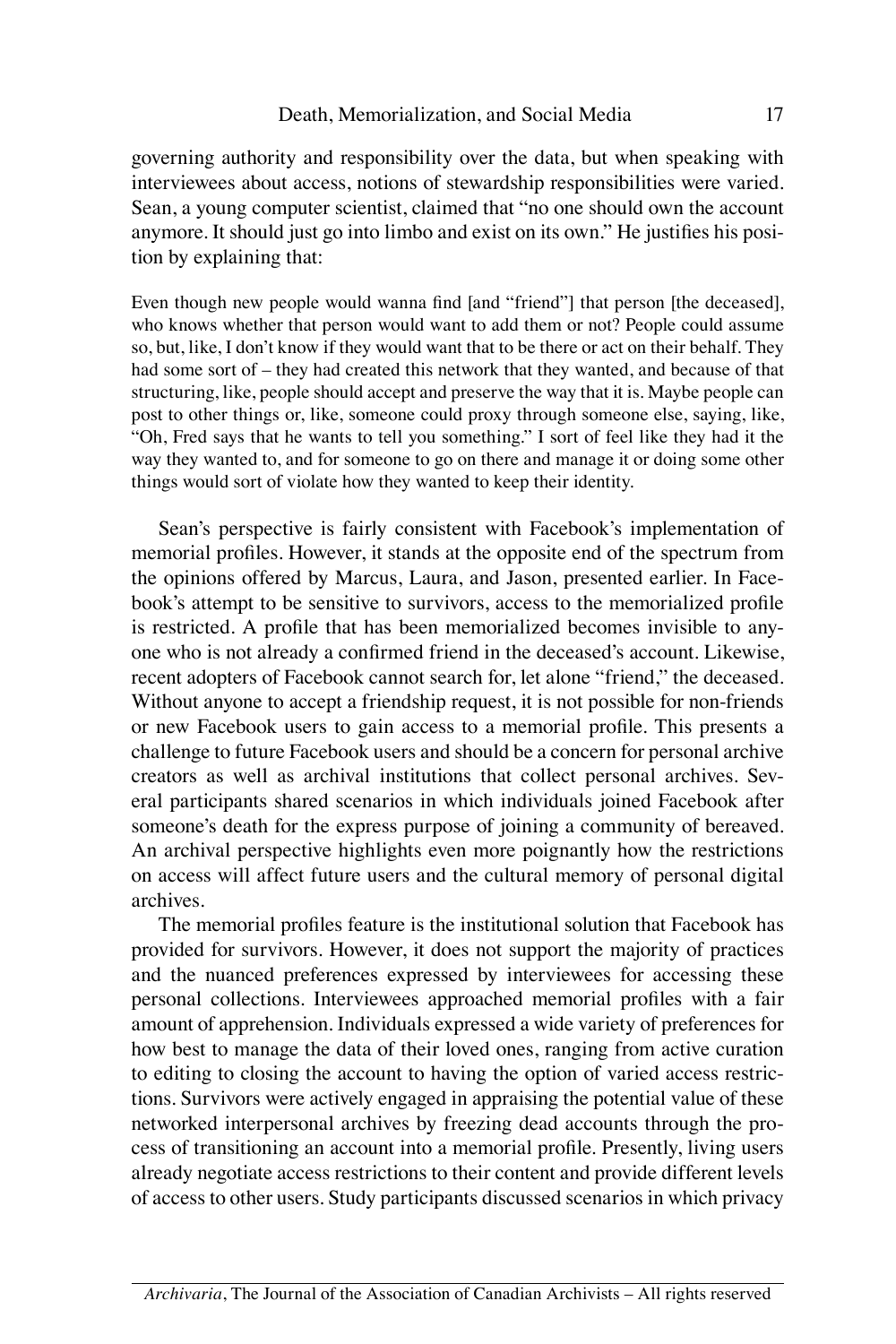governing authority and responsibility over the data, but when speaking with interviewees about access, notions of stewardship responsibilities were varied. Sean, a young computer scientist, claimed that "no one should own the account anymore. It should just go into limbo and exist on its own." He justifies his position by explaining that:

> Even though new people would wanna find [and "friend"] that person [the deceased], who knows whether that person would want to add them or not? People could assume so, but, like, I don't know if they would want that to be there or act on their behalf. They had some sort of – they had created this network that they wanted, and because of that structuring, like, people should accept and preserve the way that it is. Maybe people can post to other things or, like, someone could proxy through someone else, saying, like, "Oh, Fred says that he wants to tell you something." I sort of feel like they had it the way they wanted to, and for someone to go on there and manage it or doing some other things would sort of violate how they wanted to keep their identity.

Sean's perspective is fairly consistent with Facebook's implementation of memorial profiles. However, it stands at the opposite end of the spectrum from the opinions offered by Marcus, Laura, and Jason, presented earlier. In Facebook's attempt to be sensitive to survivors, access to the memorialized profile is restricted. A profile that has been memorialized becomes invisible to anyone who is not already a confirmed friend in the deceased's account. Likewise, recent adopters of Facebook cannot search for, let alone "friend," the deceased. Without anyone to accept a friendship request, it is not possible for non-friends or new Facebook users to gain access to a memorial profile. This presents a challenge to future Facebook users and should be a concern for personal archive creators as well as archival institutions that collect personal archives. Several participants shared scenarios in which individuals joined Facebook after someone's death for the express purpose of joining a community of bereaved. An archival perspective highlights even more poignantly how the restrictions on access will affect future users and the cultural memory of personal digital archives.

The memorial profiles feature is the institutional solution that Facebook has provided for survivors. However, it does not support the majority of practices and the nuanced preferences expressed by interviewees for accessing these personal collections. Interviewees approached memorial profiles with a fair amount of apprehension. Individuals expressed a wide variety of preferences for how best to manage the data of their loved ones, ranging from active curation to editing to closing the account to having the option of varied access restrictions. Survivors were actively engaged in appraising the potential value of these networked interpersonal archives by freezing dead accounts through the process of transitioning an account into a memorial profile. Presently, living users already negotiate access restrictions to their content and provide different levels of access to other users. Study participants discussed scenarios in which privacy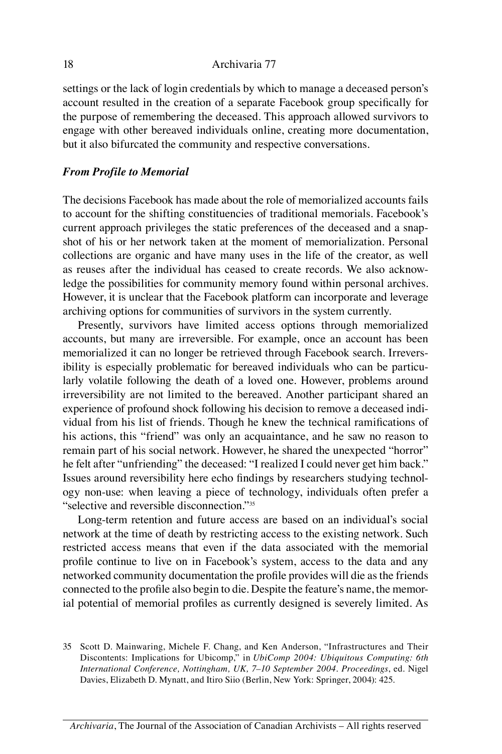settings or the lack of login credentials by which to manage a deceased person's account resulted in the creation of a separate Facebook group specifically for the purpose of remembering the deceased. This approach allowed survivors to engage with other bereaved individuals online, creating more documentation, but it also bifurcated the community and respective conversations.

### *From Profile to Memorial*

The decisions Facebook has made about the role of memorialized accounts fails to account for the shifting constituencies of traditional memorials. Facebook's current approach privileges the static preferences of the deceased and a snapshot of his or her network taken at the moment of memorialization. Personal collections are organic and have many uses in the life of the creator, as well as reuses after the individual has ceased to create records. We also acknowledge the possibilities for community memory found within personal archives. However, it is unclear that the Facebook platform can incorporate and leverage archiving options for communities of survivors in the system currently.

Presently, survivors have limited access options through memorialized accounts, but many are irreversible. For example, once an account has been memorialized it can no longer be retrieved through Facebook search. Irreversibility is especially problematic for bereaved individuals who can be particularly volatile following the death of a loved one. However, problems around irreversibility are not limited to the bereaved. Another participant shared an experience of profound shock following his decision to remove a deceased individual from his list of friends. Though he knew the technical ramifications of his actions, this "friend" was only an acquaintance, and he saw no reason to remain part of his social network. However, he shared the unexpected "horror" he felt after "unfriending" the deceased: "I realized I could never get him back." Issues around reversibility here echo findings by researchers studying technology non-use: when leaving a piece of technology, individuals often prefer a "selective and reversible disconnection."[35]

Long-term retention and future access are based on an individual's social network at the time of death by restricting access to the existing network. Such restricted access means that even if the data associated with the memorial profile continue to live on in Facebook's system, access to the data and any networked community documentation the profile provides will die as the friends connected to the profile also begin to die. Despite the feature's name, the memorial potential of memorial profiles as currently designed is severely limited. As

35 Scott D. Mainwaring, Michele F. Chang, and Ken Anderson, "Infrastructures and Their Discontents: Implications for Ubicomp," in *UbiComp 2004: Ubiquitous Computing: 6th International Conference, Nottingham, UK, 7–10 September 2004. Proceedings*, ed. Nigel Davies, Elizabeth D. Mynatt, and Itiro Siio (Berlin, New York: Springer, 2004): 425.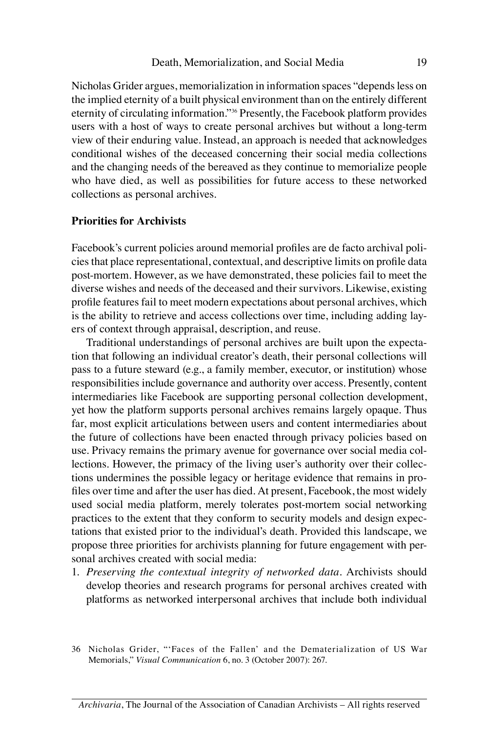Nicholas Grider argues, memorialization in information spaces "depends less on the implied eternity of a built physical environment than on the entirely different eternity of circulating information."[36] Presently, the Facebook platform provides users with a host of ways to create personal archives but without a long-term view of their enduring value. Instead, an approach is needed that acknowledges conditional wishes of the deceased concerning their social media collections and the changing needs of the bereaved as they continue to memorialize people who have died, as well as possibilities for future access to these networked collections as personal archives.

## Priorities for Archivists

Facebook's current policies around memorial profiles are de facto archival policies that place representational, contextual, and descriptive limits on profile data post-mortem. However, as we have demonstrated, these policies fail to meet the diverse wishes and needs of the deceased and their survivors. Likewise, existing profile features fail to meet modern expectations about personal archives, which is the ability to retrieve and access collections over time, including adding layers of context through appraisal, description, and reuse.

Traditional understandings of personal archives are built upon the expectation that following an individual creator's death, their personal collections will pass to a future steward (e.g., a family member, executor, or institution) whose responsibilities include governance and authority over access. Presently, content intermediaries like Facebook are supporting personal collection development, yet how the platform supports personal archives remains largely opaque. Thus far, most explicit articulations between users and content intermediaries about the future of collections have been enacted through privacy policies based on use. Privacy remains the primary avenue for governance over social media collections. However, the primacy of the living user's authority over their collections undermines the possible legacy or heritage evidence that remains in profiles over time and after the user has died. At present, Facebook, the most widely used social media platform, merely tolerates post-mortem social networking practices to the extent that they conform to security models and design expectations that existed prior to the individual's death. Provided this landscape, we propose three priorities for archivists planning for future engagement with personal archives created with social media:

1. *Preserving the contextual integrity of networked data*. Archivists should develop theories and research programs for personal archives created with platforms as networked interpersonal archives that include both individual

36 Nicholas Grider, "'Faces of the Fallen' and the Dematerialization of US War Memorials," *Visual Communication* 6, no. 3 (October 2007): 267.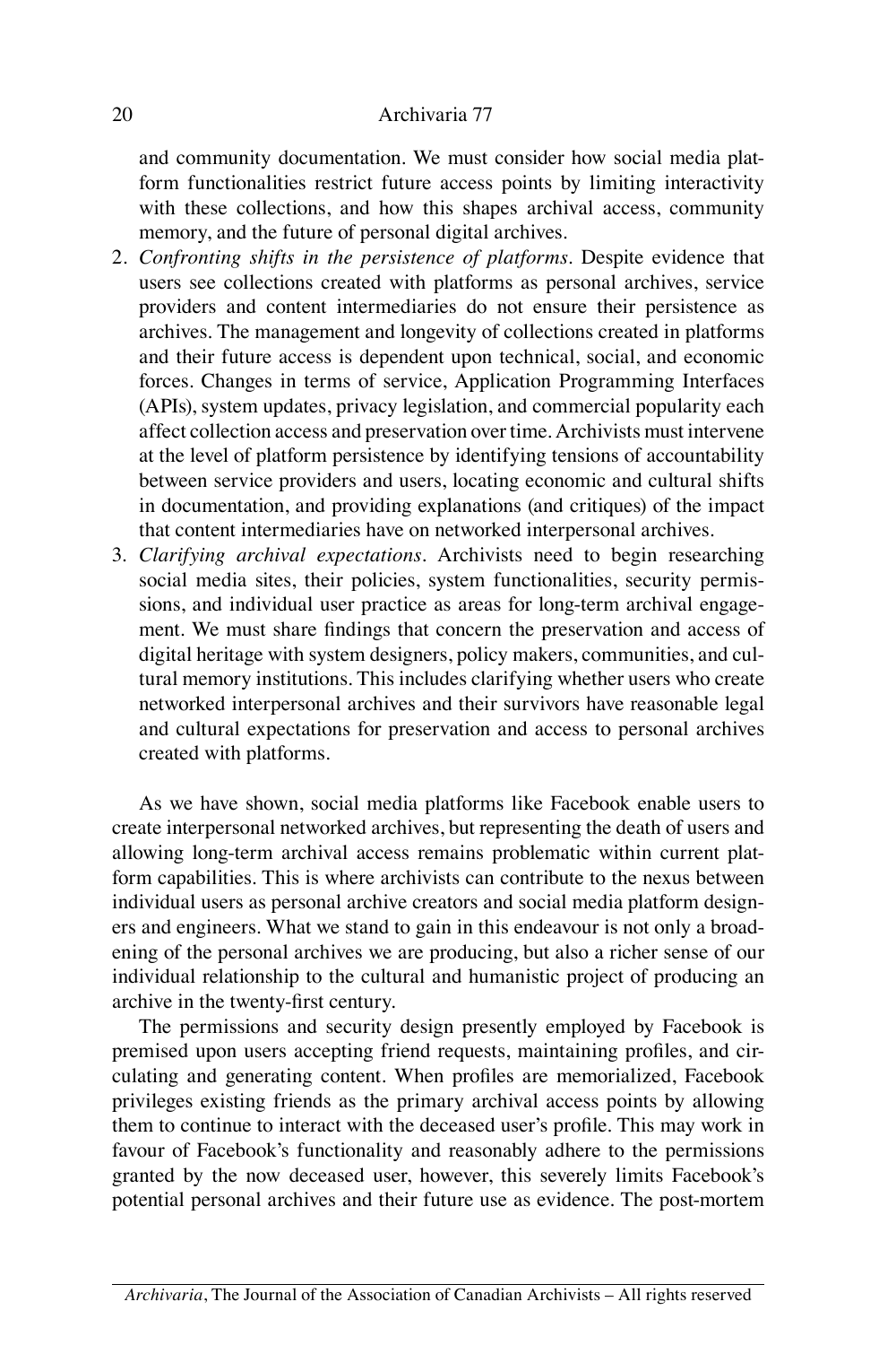and community documentation. We must consider how social media platform functionalities restrict future access points by limiting interactivity with these collections, and how this shapes archival access, community memory, and the future of personal digital archives.

2. *Confronting shifts in the persistence of platforms.* Despite evidence that users see collections created with platforms as personal archives, service providers and content intermediaries do not ensure their persistence as archives. The management and longevity of collections created in platforms and their future access is dependent upon technical, social, and economic forces. Changes in terms of service, Application Programming Interfaces (APIs), system updates, privacy legislation, and commercial popularity each affect collection access and preservation over time. Archivists must intervene at the level of platform persistence by identifying tensions of accountability between service providers and users, locating economic and cultural shifts in documentation, and providing explanations (and critiques) of the impact that content intermediaries have on networked interpersonal archives.
3. *Clarifying archival expectations.* Archivists need to begin researching social media sites, their policies, system functionalities, security permissions, and individual user practice as areas for long-term archival engagement. We must share findings that concern the preservation and access of digital heritage with system designers, policy makers, communities, and cultural memory institutions. This includes clarifying whether users who create networked interpersonal archives and their survivors have reasonable legal and cultural expectations for preservation and access to personal archives created with platforms.

As we have shown, social media platforms like Facebook enable users to create interpersonal networked archives, but representing the death of users and allowing long-term archival access remains problematic within current platform capabilities. This is where archivists can contribute to the nexus between individual users as personal archive creators and social media platform designers and engineers. What we stand to gain in this endeavour is not only a broadening of the personal archives we are producing, but also a richer sense of our individual relationship to the cultural and humanistic project of producing an archive in the twenty-first century.

The permissions and security design presently employed by Facebook is premised upon users accepting friend requests, maintaining profiles, and circulating and generating content. When profiles are memorialized, Facebook privileges existing friends as the primary archival access points by allowing them to continue to interact with the deceased user's profile. This may work in favour of Facebook's functionality and reasonably adhere to the permissions granted by the now deceased user, however, this severely limits Facebook's potential personal archives and their future use as evidence. The post-mortem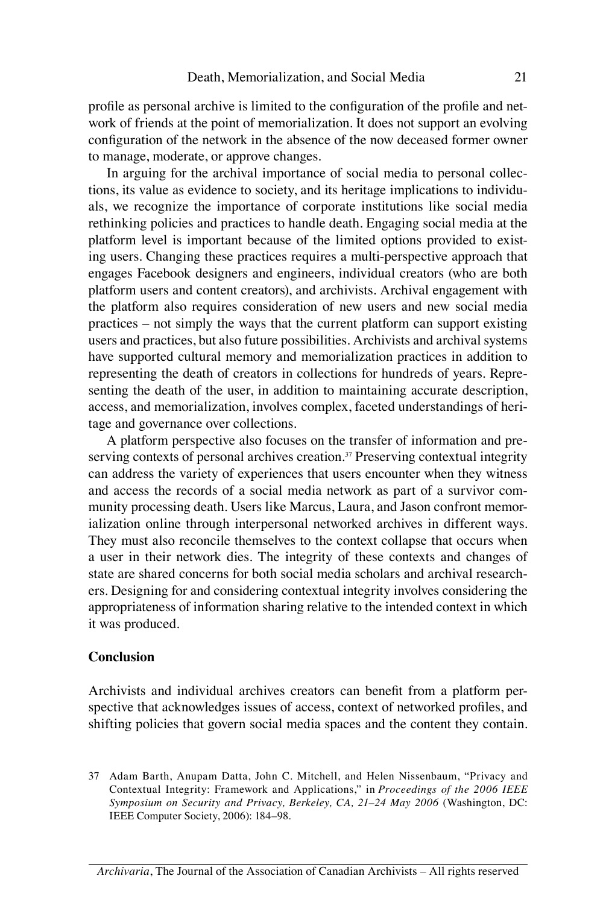profile as personal archive is limited to the configuration of the profile and network of friends at the point of memorialization. It does not support an evolving configuration of the network in the absence of the now deceased former owner to manage, moderate, or approve changes.

In arguing for the archival importance of social media to personal collections, its value as evidence to society, and its heritage implications to individuals, we recognize the importance of corporate institutions like social media rethinking policies and practices to handle death. Engaging social media at the platform level is important because of the limited options provided to existing users. Changing these practices requires a multi-perspective approach that engages Facebook designers and engineers, individual creators (who are both platform users and content creators), and archivists. Archival engagement with the platform also requires consideration of new users and new social media practices – not simply the ways that the current platform can support existing users and practices, but also future possibilities. Archivists and archival systems have supported cultural memory and memorialization practices in addition to representing the death of creators in collections for hundreds of years. Representing the death of the user, in addition to maintaining accurate description, access, and memorialization, involves complex, faceted understandings of heritage and governance over collections.

A platform perspective also focuses on the transfer of information and preserving contexts of personal archives creation.[37] Preserving contextual integrity can address the variety of experiences that users encounter when they witness and access the records of a social media network as part of a survivor community processing death. Users like Marcus, Laura, and Jason confront memorialization online through interpersonal networked archives in different ways. They must also reconcile themselves to the context collapse that occurs when a user in their network dies. The integrity of these contexts and changes of state are shared concerns for both social media scholars and archival researchers. Designing for and considering contextual integrity involves considering the appropriateness of information sharing relative to the intended context in which it was produced.

## Conclusion

Archivists and individual archives creators can benefit from a platform perspective that acknowledges issues of access, context of networked profiles, and shifting policies that govern social media spaces and the content they contain.

37 Adam Barth, Anupam Datta, John C. Mitchell, and Helen Nissenbaum, "Privacy and Contextual Integrity: Framework and Applications," in *Proceedings of the 2006 IEEE Symposium on Security and Privacy, Berkeley, CA, 21–24 May 2006* (Washington, DC: IEEE Computer Society, 2006): 184–98.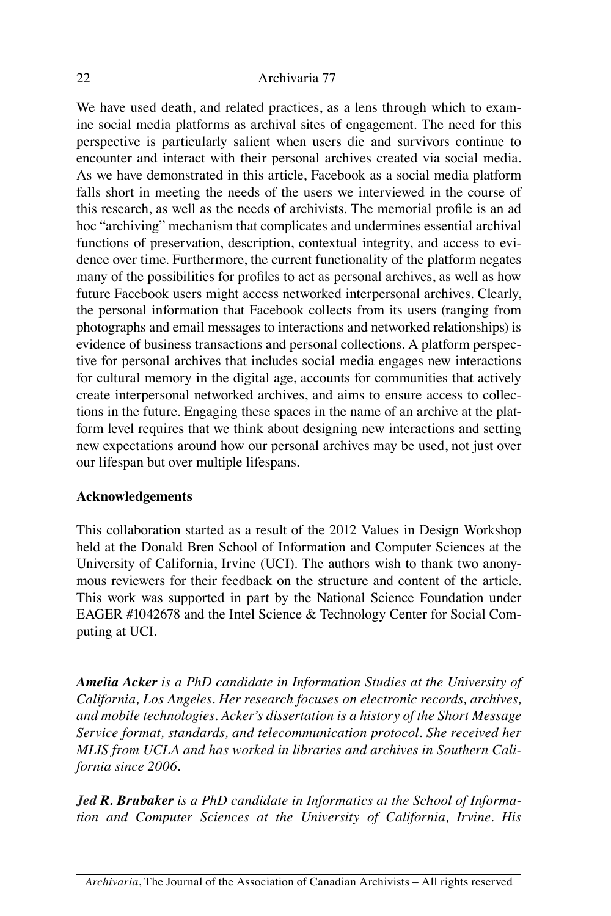We have used death, and related practices, as a lens through which to examine social media platforms as archival sites of engagement. The need for this perspective is particularly salient when users die and survivors continue to encounter and interact with their personal archives created via social media. As we have demonstrated in this article, Facebook as a social media platform falls short in meeting the needs of the users we interviewed in the course of this research, as well as the needs of archivists. The memorial profile is an ad hoc "archiving" mechanism that complicates and undermines essential archival functions of preservation, description, contextual integrity, and access to evidence over time. Furthermore, the current functionality of the platform negates many of the possibilities for profiles to act as personal archives, as well as how future Facebook users might access networked interpersonal archives. Clearly, the personal information that Facebook collects from its users (ranging from photographs and email messages to interactions and networked relationships) is evidence of business transactions and personal collections. A platform perspective for personal archives that includes social media engages new interactions for cultural memory in the digital age, accounts for communities that actively create interpersonal networked archives, and aims to ensure access to collections in the future. Engaging these spaces in the name of an archive at the platform level requires that we think about designing new interactions and setting new expectations around how our personal archives may be used, not just over our lifespan but over multiple lifespans.

**Acknowledgements**

This collaboration started as a result of the 2012 Values in Design Workshop held at the Donald Bren School of Information and Computer Sciences at the University of California, Irvine (UCI). The authors wish to thank two anonymous reviewers for their feedback on the structure and content of the article. This work was supported in part by the National Science Foundation under EAGER #1042678 and the Intel Science & Technology Center for Social Computing at UCI.

***Amelia Acker** is a PhD candidate in Information Studies at the University of California, Los Angeles. Her research focuses on electronic records, archives, and mobile technologies. Acker's dissertation is a history of the Short Message Service format, standards, and telecommunication protocol. She received her MLIS from UCLA and has worked in libraries and archives in Southern California since 2006.*

***Jed R. Brubaker** is a PhD candidate in Informatics at the School of Information and Computer Sciences at the University of California, Irvine. His*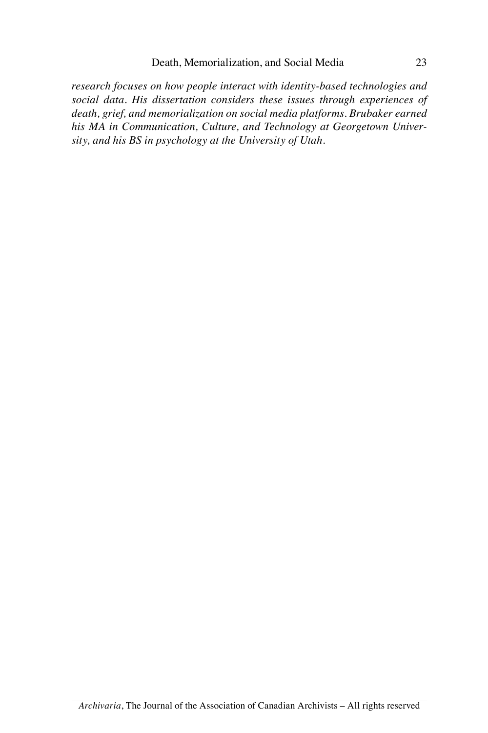*research focuses on how people interact with identity-based technologies and social data. His dissertation considers these issues through experiences of death, grief, and memorialization on social media platforms. Brubaker earned his MA in Communication, Culture, and Technology at Georgetown University, and his BS in psychology at the University of Utah.*